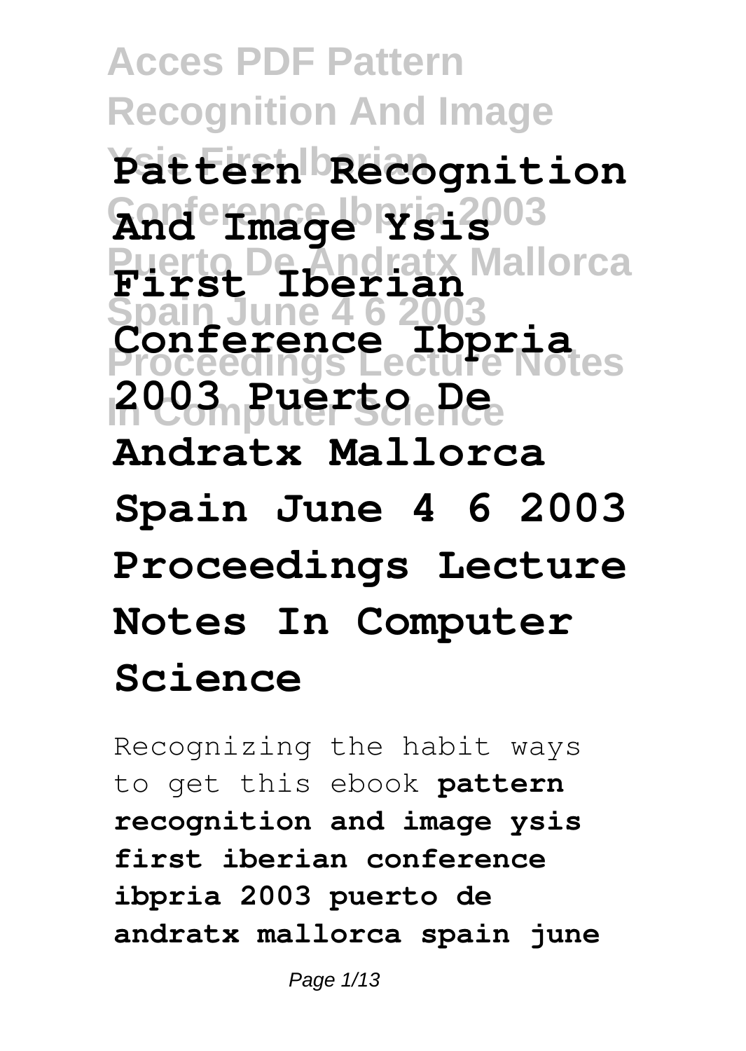# Pattern Recognition And Image Ysis First Iberian Conference Ibpria 2003 Puerto De Andratx Mallorca Spain June 4 6 2003 Proceedings Lecture Notes In Computer Science

Recognizing the habit ways to get this ebook **pattern recognition and image ysis first iberian conference ibpria 2003 puerto de andratx mallorca spain june**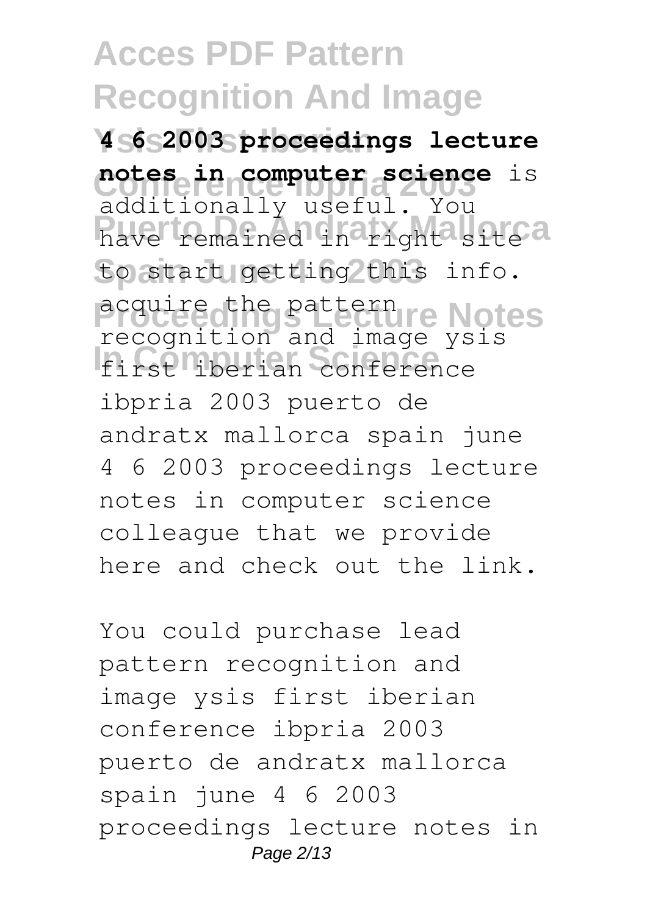**4 6 2003 proceedings lecture notes in computer science** is additionally useful. You have remained in right site to start getting this info. acquire the pattern recognition and image ysis first iberian conference ibpria 2003 puerto de andratx mallorca spain june 4 6 2003 proceedings lecture notes in computer science colleague that we provide here and check out the link.

You could purchase lead pattern recognition and image ysis first iberian conference ibpria 2003 puerto de andratx mallorca spain june 4 6 2003 proceedings lecture notes in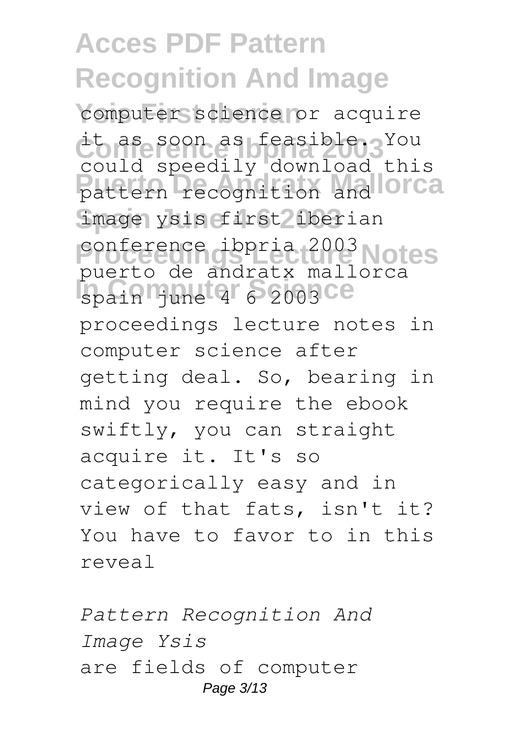computer science or acquire it as soon as feasible. You could speedily download this pattern recognition and image ysis first iberian conference ibpria 2003 puerto de andratx mallorca spain june 4 6 2003 proceedings lecture notes in computer science after getting deal. So, bearing in mind you require the ebook swiftly, you can straight acquire it. It's so categorically easy and in view of that fats, isn't it? You have to favor to in this reveal

*Pattern Recognition And Image Ysis*

are fields of computer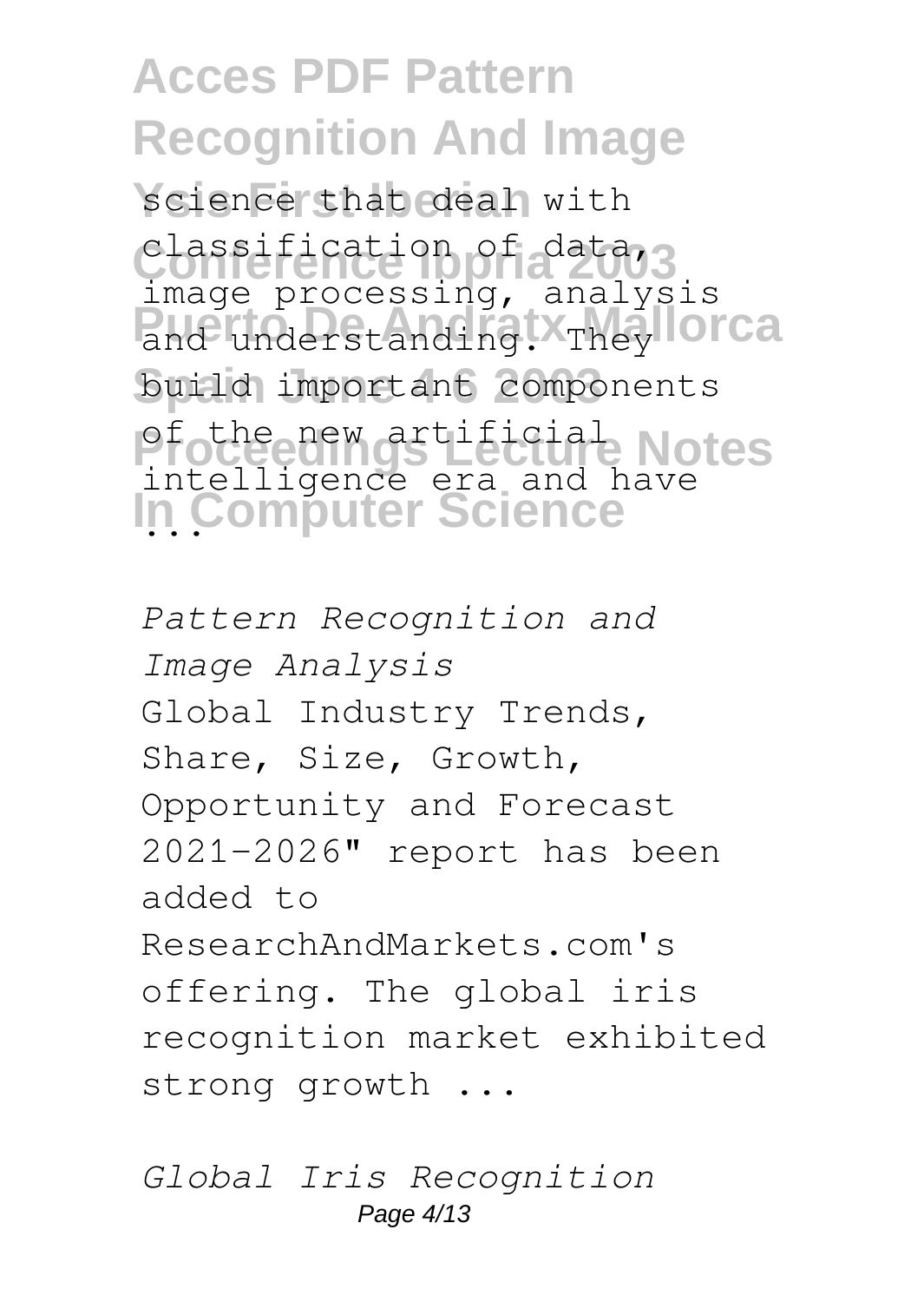science that deal with classification of data, image processing, analysis and understanding. They build important components of the new artificial intelligence era and have ...

*Pattern Recognition and Image Analysis*

Global Industry Trends, Share, Size, Growth, Opportunity and Forecast 2021-2026" report has been added to ResearchAndMarkets.com's offering. The global iris recognition market exhibited strong growth ...

*Global Iris Recognition*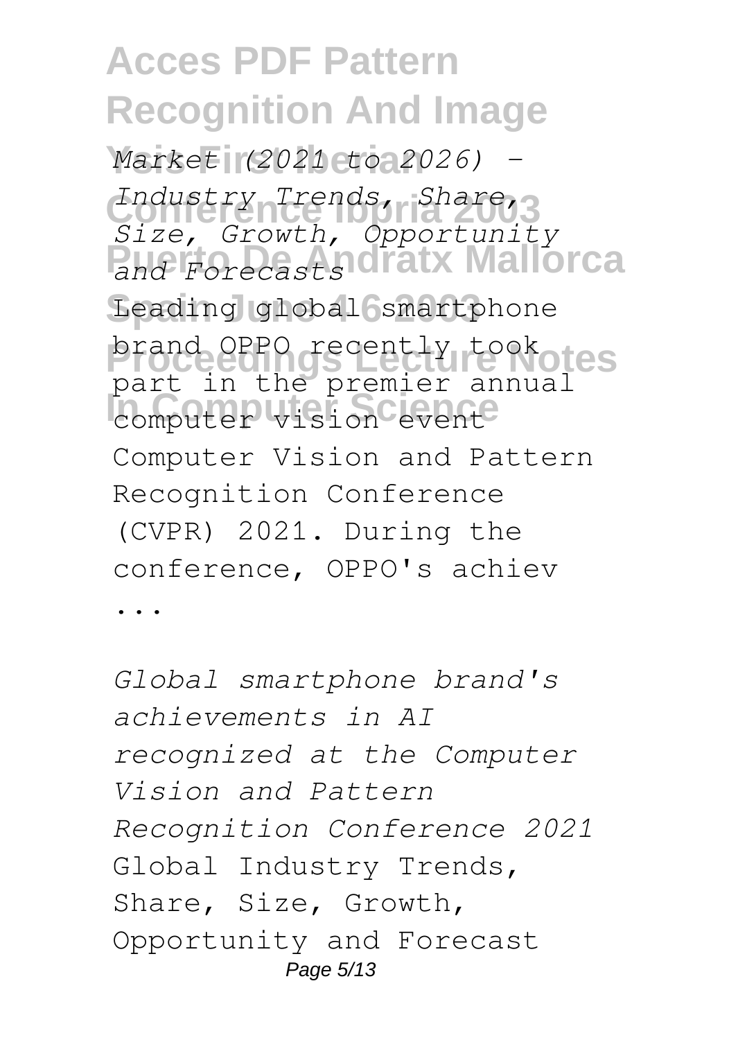*Market (2021 to 2026) - Industry Trends, Share, Size, Growth, Opportunity and Forecasts*

Leading global smartphone brand OPPO recently took part in the premier annual computer vision event Computer Vision and Pattern Recognition Conference (CVPR) 2021. During the conference, OPPO's achiev ...

*Global smartphone brand's achievements in AI recognized at the Computer Vision and Pattern Recognition Conference 2021*

Global Industry Trends, Share, Size, Growth, Opportunity and Forecast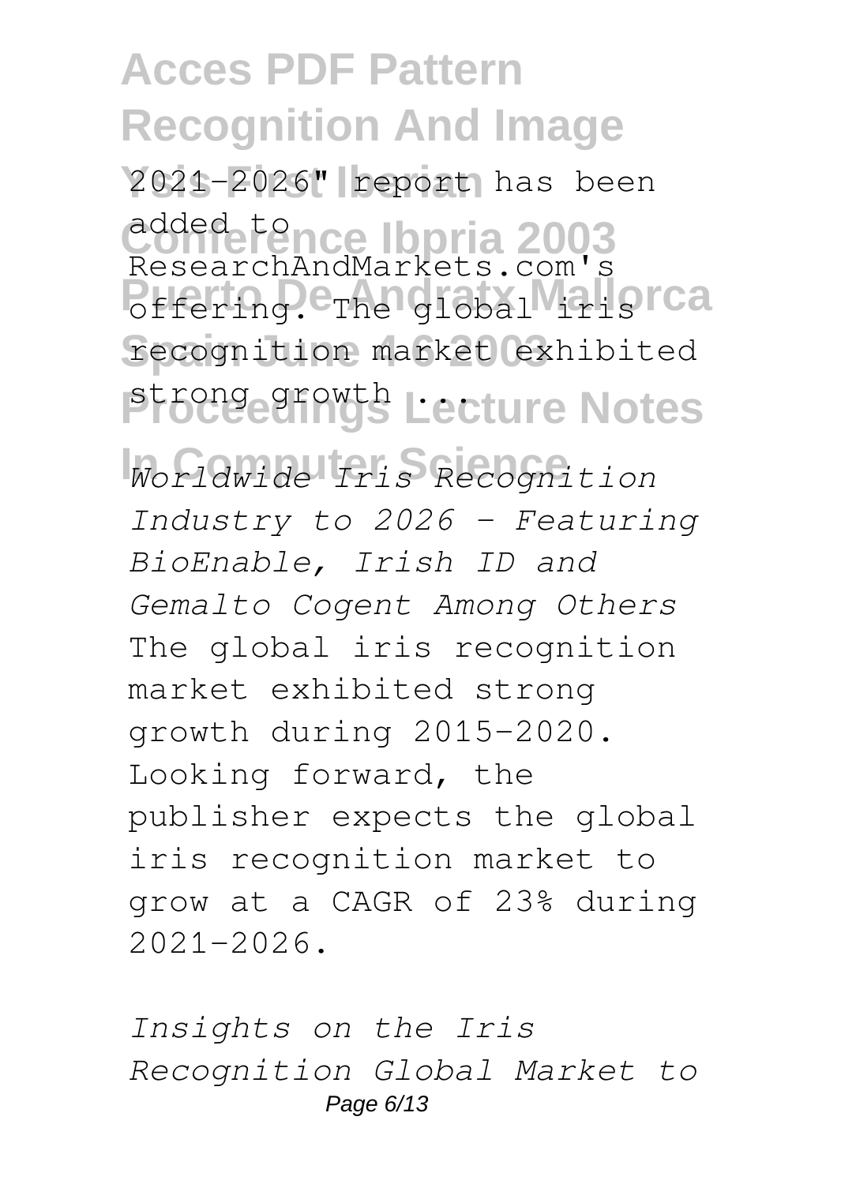2021-2026" report has been added to ResearchAndMarkets.com's offering. The global iris recognition market exhibited strong growth ...

*Worldwide Iris Recognition Industry to 2026 - Featuring BioEnable, Irish ID and Gemalto Cogent Among Others*

The global iris recognition market exhibited strong growth during 2015-2020. Looking forward, the publisher expects the global iris recognition market to grow at a CAGR of 23% during 2021-2026.

*Insights on the Iris Recognition Global Market to*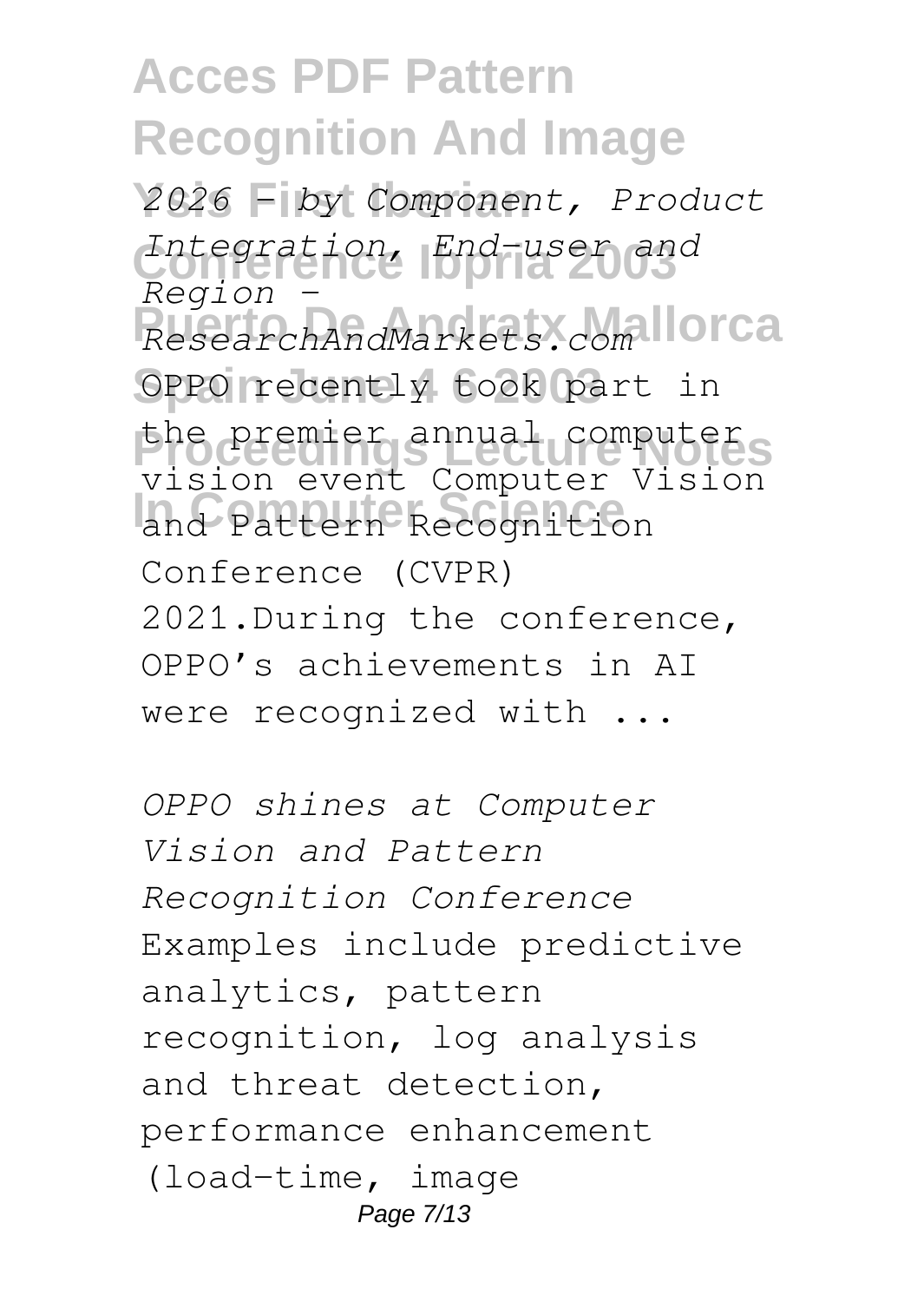*2026 - by Component, Product Integration, End-user and Region - ResearchAndMarkets.com*

OPPO recently took part in the premier annual computer vision event Computer Vision and Pattern Recognition Conference (CVPR) 2021.During the conference, OPPO's achievements in AI were recognized with ...

*OPPO shines at Computer Vision and Pattern Recognition Conference*

Examples include predictive analytics, pattern recognition, log analysis and threat detection, performance enhancement (load-time, image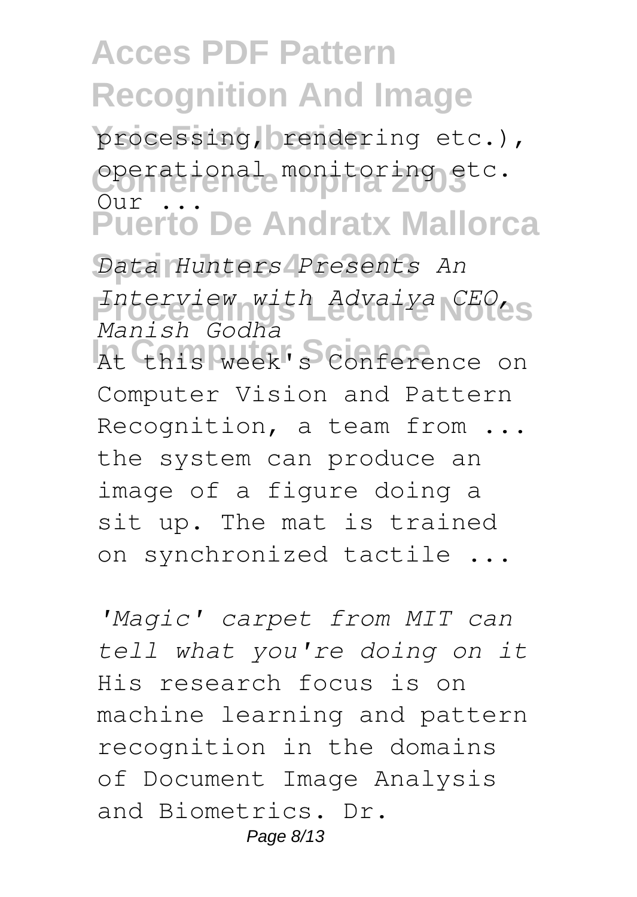processing, rendering etc.), operational monitoring etc. Our ...

*Data Hunters Presents An Interview with Advaiya CEO, Manish Godha*

At this week's Conference on Computer Vision and Pattern Recognition, a team from ... the system can produce an image of a figure doing a sit up. The mat is trained on synchronized tactile ...

*'Magic' carpet from MIT can tell what you're doing on it*

His research focus is on machine learning and pattern recognition in the domains of Document Image Analysis and Biometrics. Dr.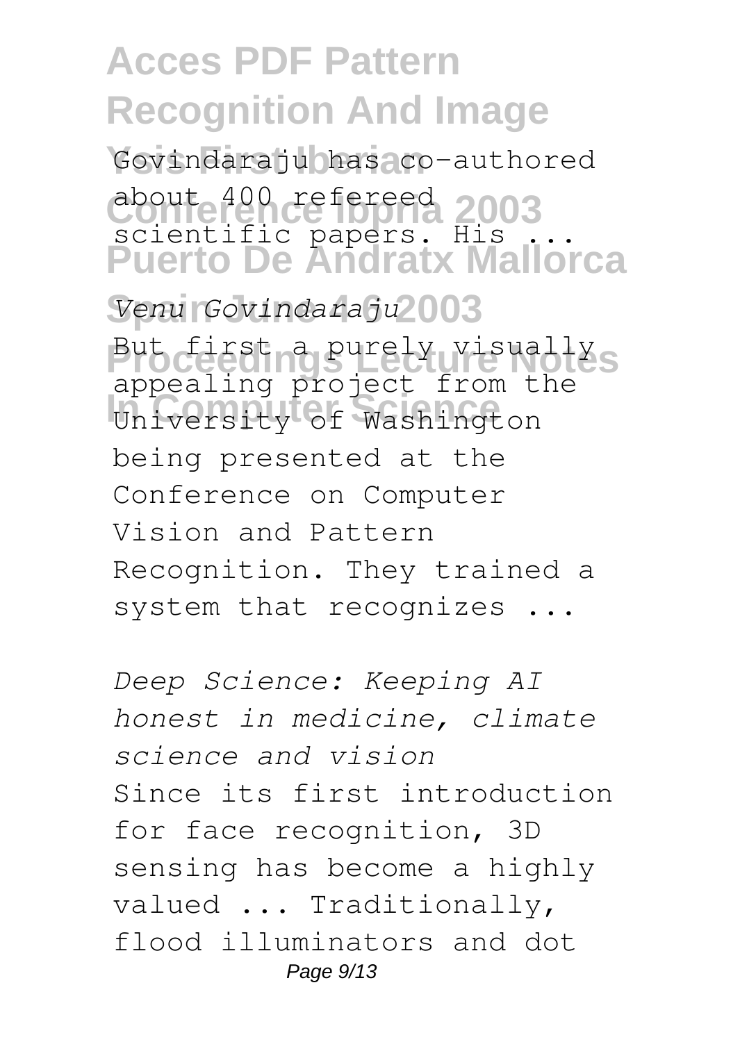Govindaraju has co-authored about 400 refereed scientific papers. His ...

*Venu Govindaraju*

But first a purely visually appealing project from the University of Washington being presented at the Conference on Computer Vision and Pattern Recognition. They trained a system that recognizes ...

*Deep Science: Keeping AI honest in medicine, climate science and vision*

Since its first introduction for face recognition, 3D sensing has become a highly valued ... Traditionally, flood illuminators and dot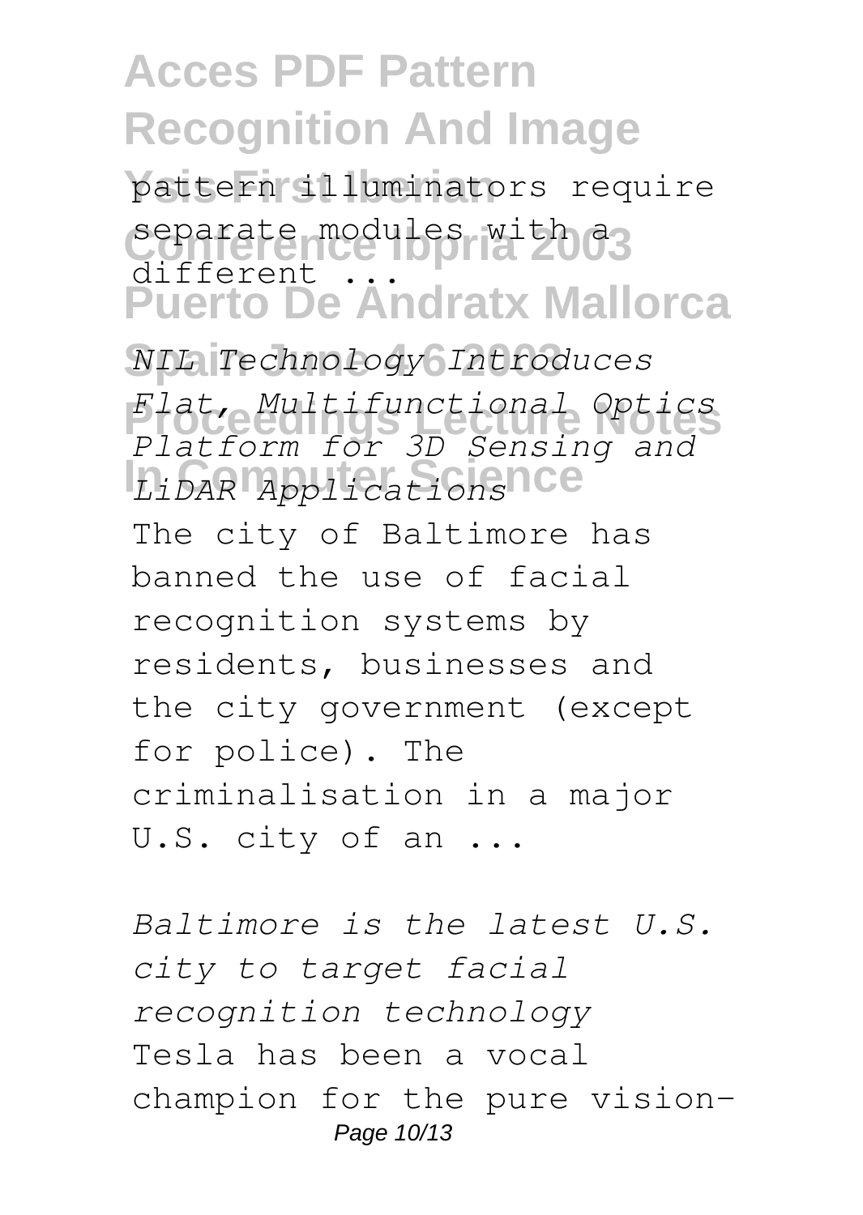pattern illuminators require separate modules with a different ...

*NIL Technology Introduces Flat, Multifunctional Optics Platform for 3D Sensing and LiDAR Applications*

The city of Baltimore has banned the use of facial recognition systems by residents, businesses and the city government (except for police). The criminalisation in a major U.S. city of an ...

*Baltimore is the latest U.S. city to target facial recognition technology*

Tesla has been a vocal champion for the pure vision-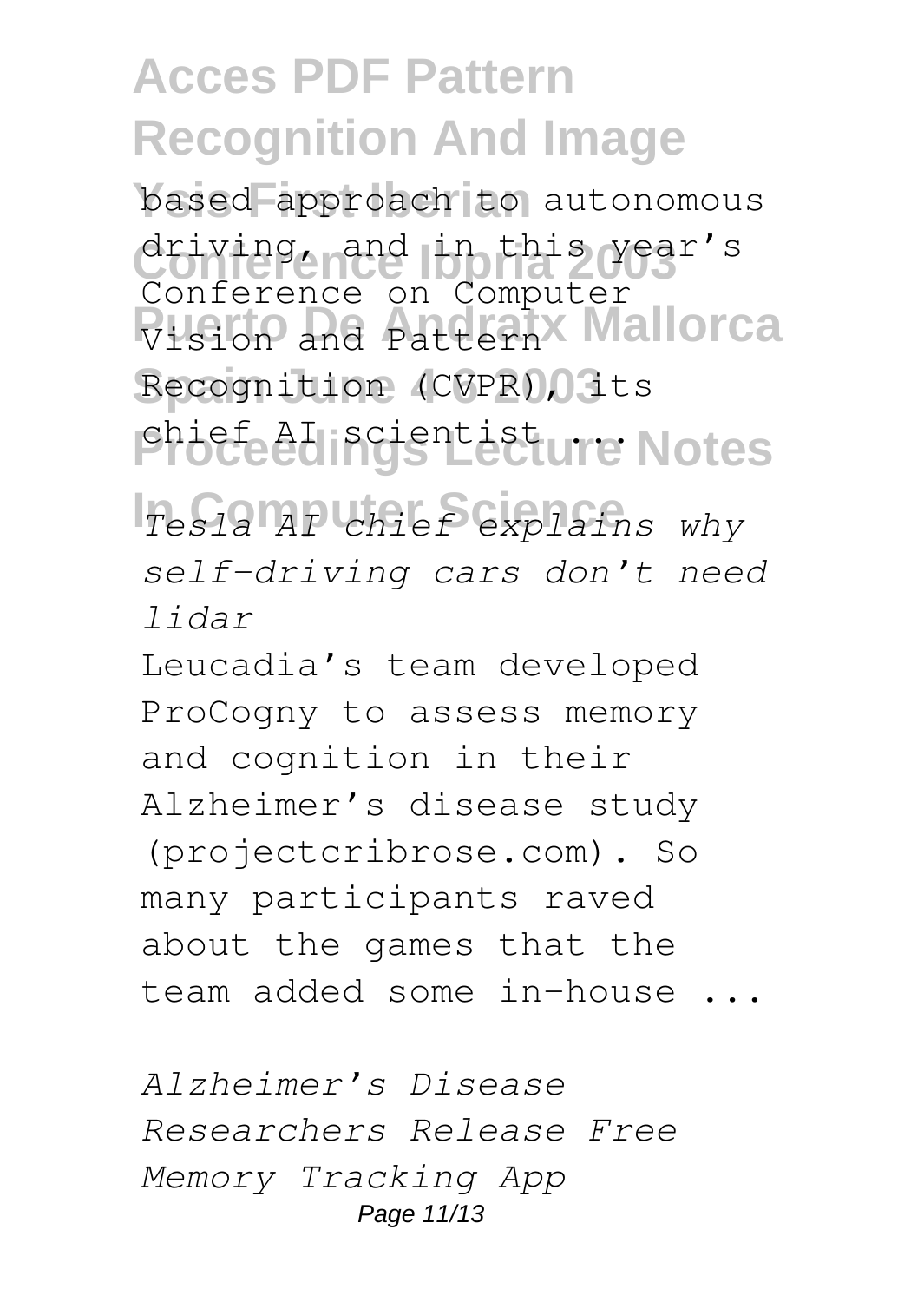based approach to autonomous driving, and in this year's Conference on Computer Vision and Pattern Recognition (CVPR), its chief AI scientist ...

*Tesla AI chief explains why self-driving cars don't need lidar*

Leucadia's team developed ProCogny to assess memory and cognition in their Alzheimer's disease study (projectcribrose.com). So many participants raved about the games that the team added some in-house ...

*Alzheimer's Disease Researchers Release Free Memory Tracking App*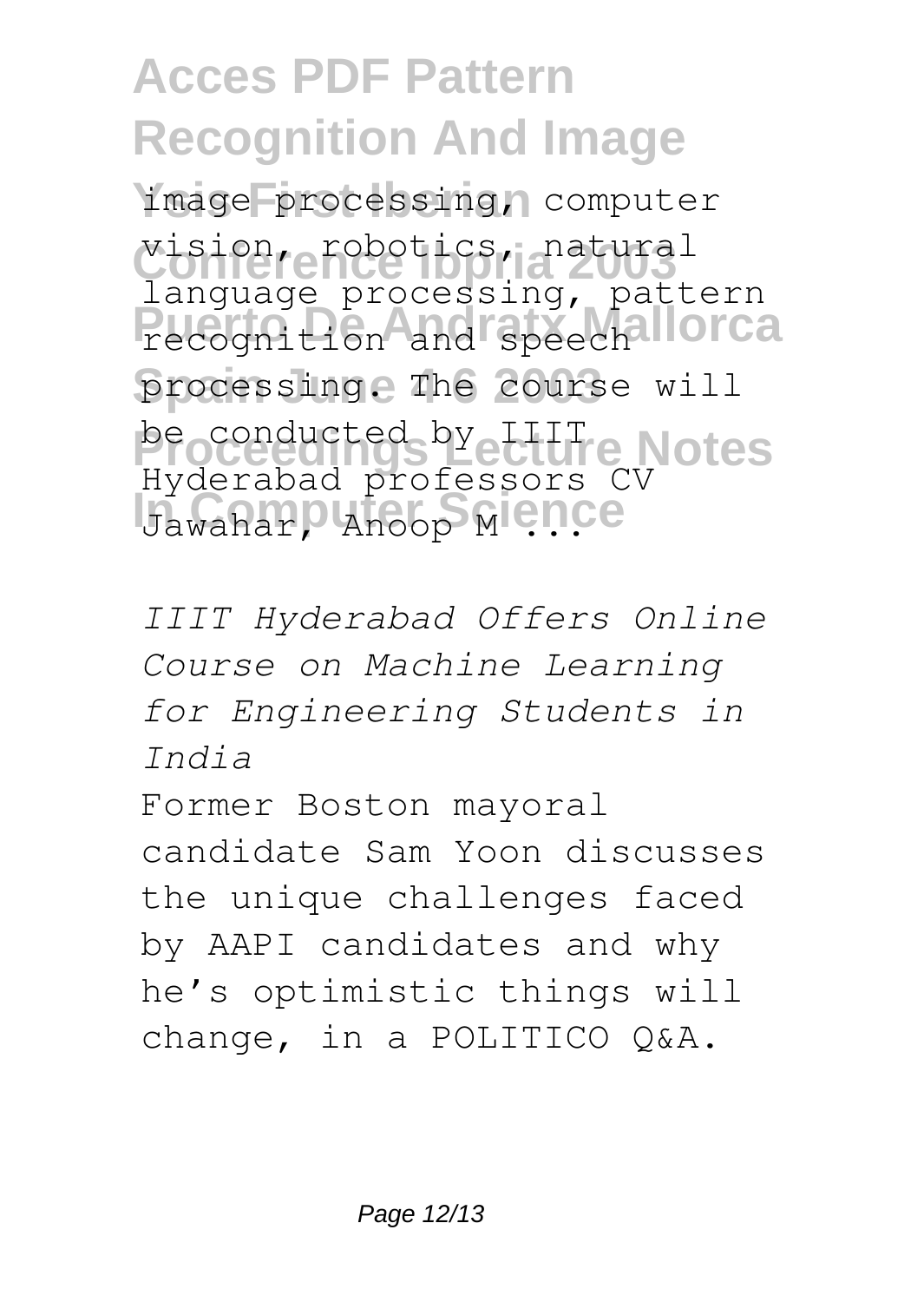image processing, computer vision, robotics, natural language processing, pattern recognition and speech processing. The course will be conducted by IIIT Hyderabad professors CV Jawahar, Anoop M ...

*IIIT Hyderabad Offers Online Course on Machine Learning for Engineering Students in India*

Former Boston mayoral candidate Sam Yoon discusses the unique challenges faced by AAPI candidates and why he's optimistic things will change, in a POLITICO Q&A.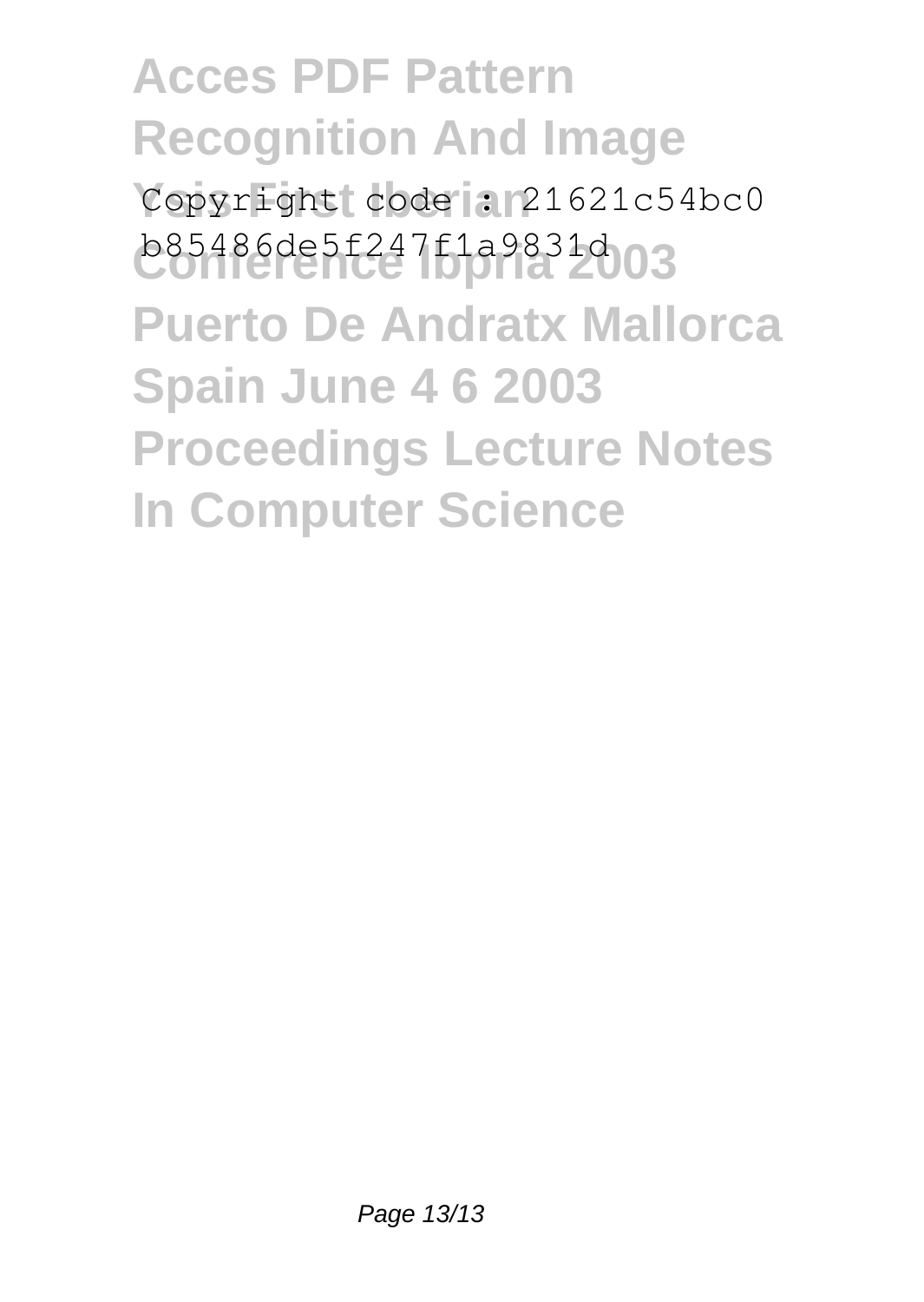Copyright code : 21621c54bc0b85486de5f247f1a9831d